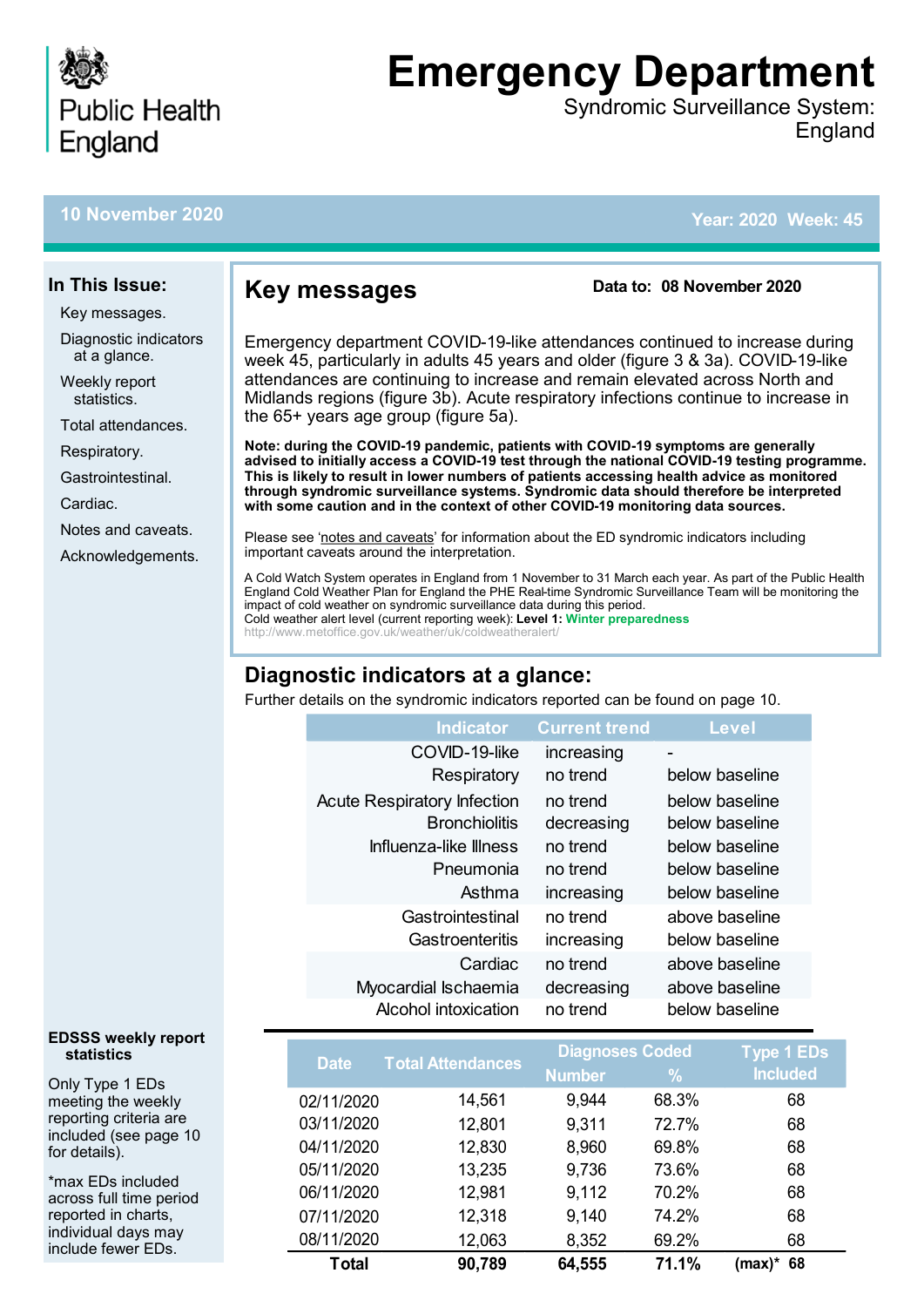Public Health England

# Emergency Department

Syndromic Surveillance System: England

**10 November 2020** **Year: 2020 Week: 45**

## In This Issue:

- Key messages.
- Diagnostic indicators at a glance.
- Weekly report statistics.
- Total attendances.
- Respiratory.
- Gastrointestinal.
- Cardiac.
- Notes and caveats.
- Acknowledgements.

## Key messages

**Data to: 08 November 2020**

Emergency department COVID-19-like attendances continued to increase during week 45, particularly in adults 45 years and older (figure 3 & 3a). COVID-19-like attendances are continuing to increase and remain elevated across North and Midlands regions (figure 3b). Acute respiratory infections continue to increase in the 65+ years age group (figure 5a).

**Note: during the COVID-19 pandemic, patients with COVID-19 symptoms are generally advised to initially access a COVID-19 test through the national COVID-19 testing programme. This is likely to result in lower numbers of patients accessing health advice as monitored through syndromic surveillance systems. Syndromic data should therefore be interpreted with some caution and in the context of other COVID-19 monitoring data sources.**

Please see 'notes and caveats' for information about the ED syndromic indicators including important caveats around the interpretation.

A Cold Watch System operates in England from 1 November to 31 March each year. As part of the Public Health England Cold Weather Plan for England the PHE Real-time Syndromic Surveillance Team will be monitoring the impact of cold weather on syndromic surveillance data during this period.
Cold weather alert level (current reporting week): **Level 1: Winter preparedness**
http://www.metoffice.gov.uk/weather/uk/coldweatheralert/

## Diagnostic indicators at a glance:

Further details on the syndromic indicators reported can be found on page 10.

| Indicator | Current trend | Level |
|---|---|---|
| COVID-19-like | increasing | - |
| Respiratory | no trend | below baseline |
| Acute Respiratory Infection | no trend | below baseline |
| Bronchiolitis | decreasing | below baseline |
| Influenza-like Illness | no trend | below baseline |
| Pneumonia | no trend | below baseline |
| Asthma | increasing | below baseline |
| Gastrointestinal | no trend | above baseline |
| Gastroenteritis | increasing | below baseline |
| Cardiac | no trend | above baseline |
| Myocardial Ischaemia | decreasing | above baseline |
| Alcohol intoxication | no trend | below baseline |

**EDSSS weekly report statistics**

Only Type 1 EDs meeting the weekly reporting criteria are included (see page 10 for details).

*max EDs included across full time period reported in charts, individual days may include fewer EDs.

| Date | Total Attendances | Diagnoses Coded | | Type 1 EDs Included |
|---|---|---|---|---|
| | | Number | % | |
| 02/11/2020 | 14,561 | 9,944 | 68.3% | 68 |
| 03/11/2020 | 12,801 | 9,311 | 72.7% | 68 |
| 04/11/2020 | 12,830 | 8,960 | 69.8% | 68 |
| 05/11/2020 | 13,235 | 9,736 | 73.6% | 68 |
| 06/11/2020 | 12,981 | 9,112 | 70.2% | 68 |
| 07/11/2020 | 12,318 | 9,140 | 74.2% | 68 |
| 08/11/2020 | 12,063 | 8,352 | 69.2% | 68 |
| **Total** | **90,789** | **64,555** | **71.1%** | **(max)* 68** |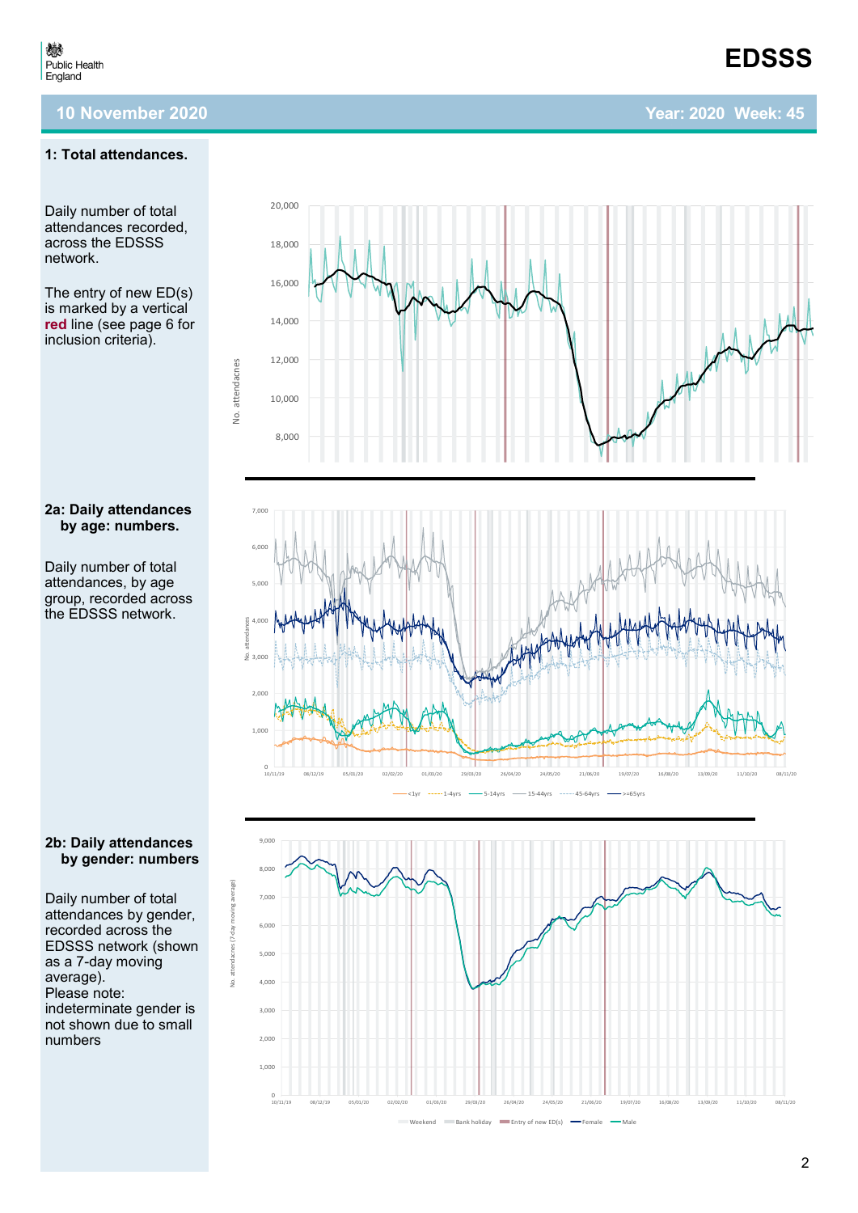## 1: Total attendances.

Daily number of total attendances recorded, across the EDSSS network.

The entry of new ED(s) is marked by a vertical **red** line (see page 6 for inclusion criteria).

## 2a: Daily attendances by age: numbers.

Daily number of total attendances, by age group, recorded across the EDSSS network.

## 2b: Daily attendances by gender: numbers

Daily number of total attendances by gender, recorded across the EDSSS network (shown as a 7-day moving average).
Please note: indeterminate gender is not shown due to small numbers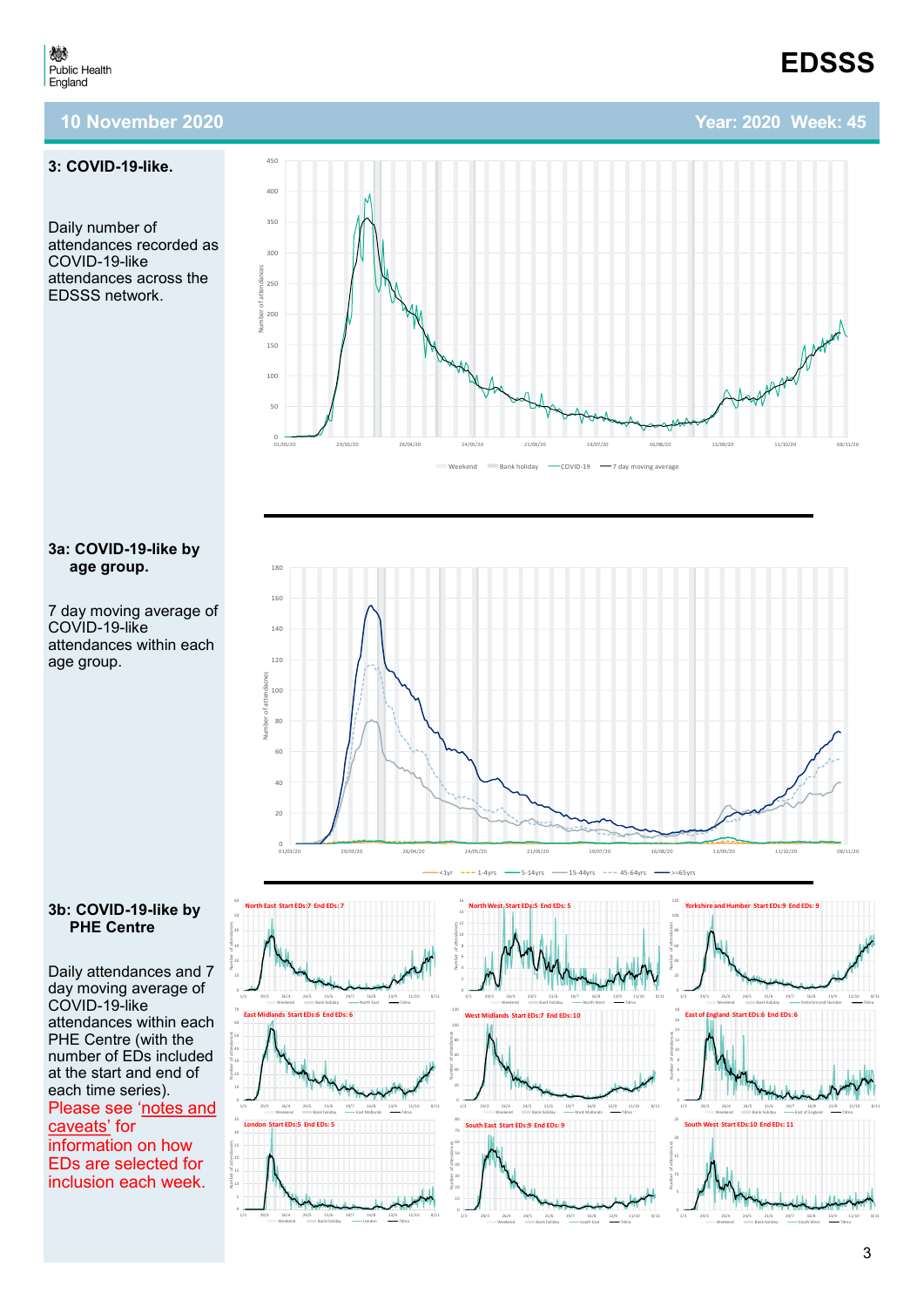## 3: COVID-19-like.

Daily number of attendances recorded as COVID-19-like attendances across the EDSSS network.

## 3a: COVID-19-like by age group.

7 day moving average of COVID-19-like attendances within each age group.

## 3b: COVID-19-like by PHE Centre

Daily attendances and 7 day moving average of COVID-19-like attendances within each PHE Centre (with the number of EDs included at the start and end of each time series).

Please see 'notes and caveats' for information on how EDs are selected for inclusion each week.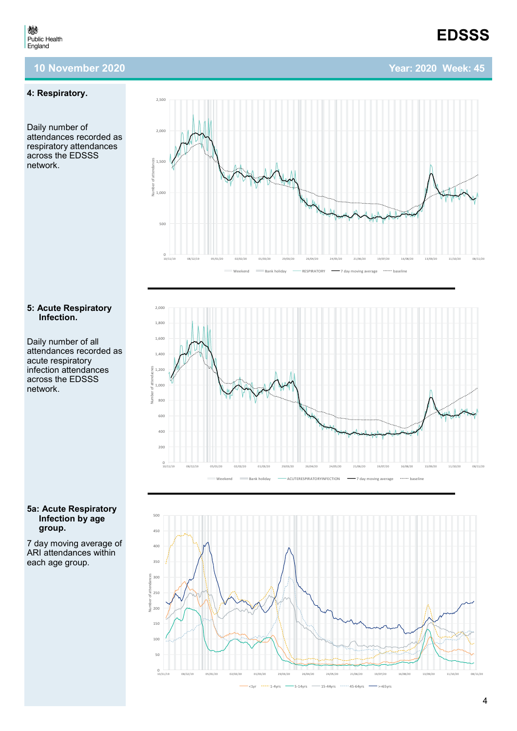**10 November 2020** **Year: 2020 Week: 45**

## 4: Respiratory.

Daily number of attendances recorded as respiratory attendances across the EDSSS network.

## 5: Acute Respiratory Infection.

Daily number of all attendances recorded as acute respiratory infection attendances across the EDSSS network.

## 5a: Acute Respiratory Infection by age group.

7 day moving average of ARI attendances within each age group.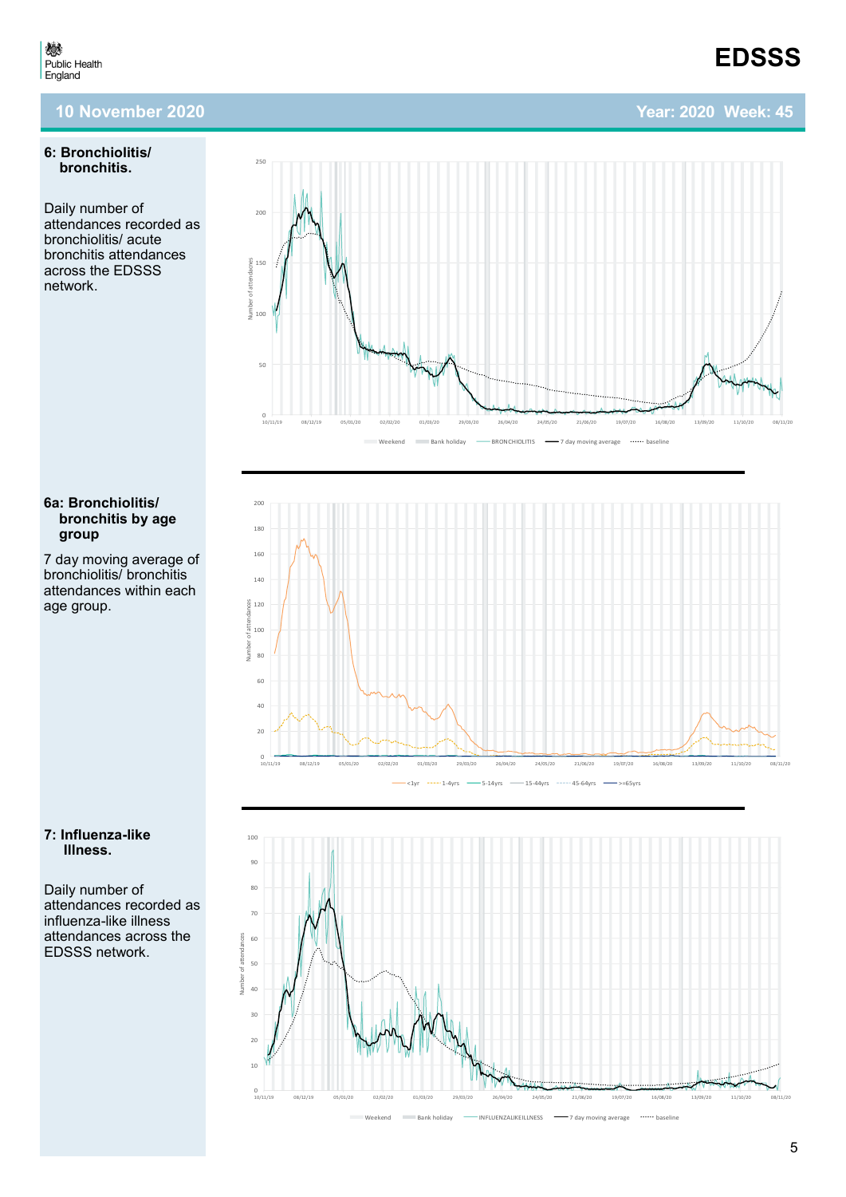**6: Bronchiolitis/ bronchitis.**

Daily number of attendances recorded as bronchiolitis/ acute bronchitis attendances across the EDSSS network.

**6a: Bronchiolitis/ bronchitis by age group**

7 day moving average of bronchiolitis/ bronchitis attendances within each age group.

**7: Influenza-like Illness.**

Daily number of attendances recorded as influenza-like illness attendances across the EDSSS network.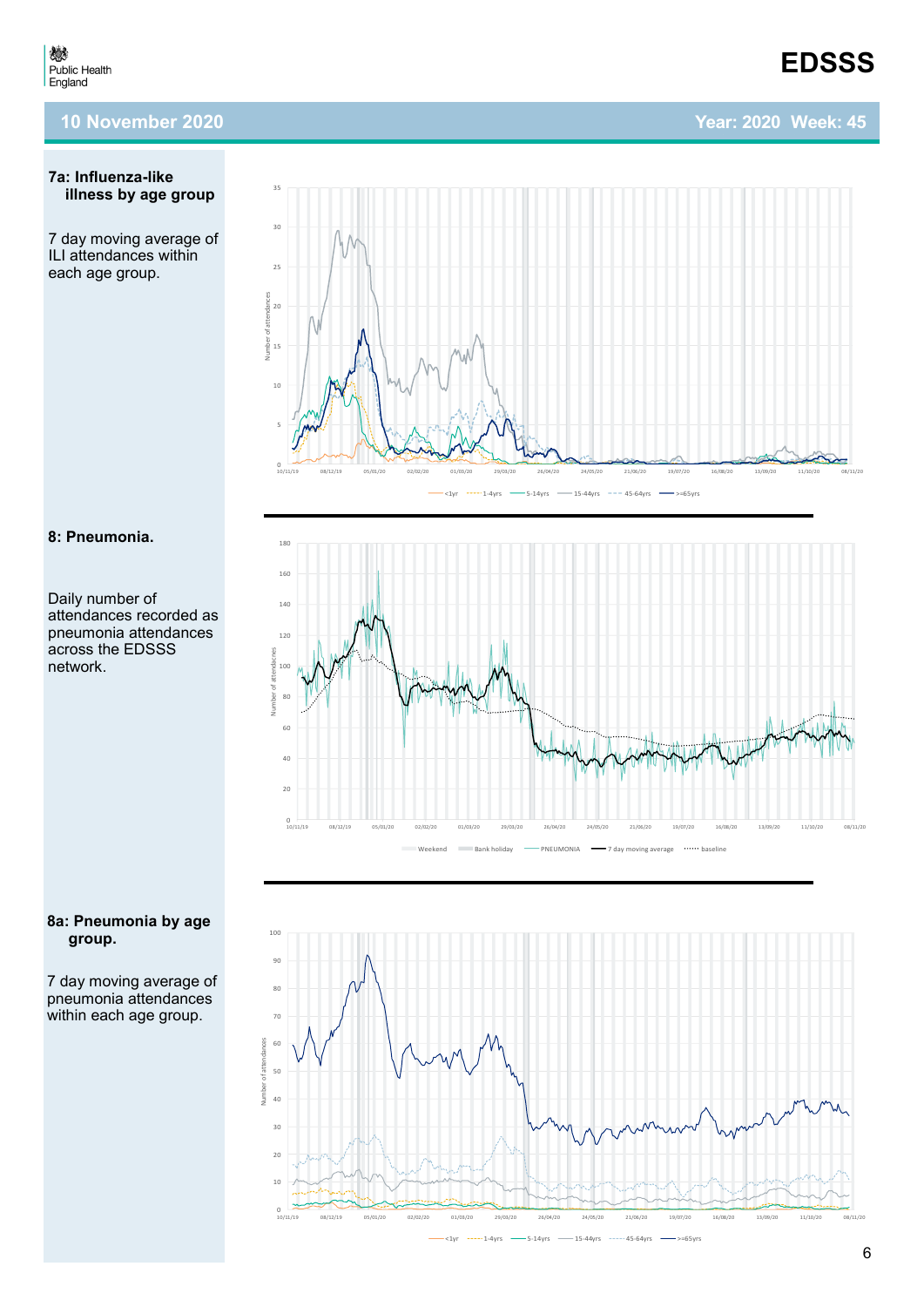**7a: Influenza-like illness by age group**

7 day moving average of ILI attendances within each age group.

**8: Pneumonia.**

Daily number of attendances recorded as pneumonia attendances across the EDSSS network.

**8a: Pneumonia by age group.**

7 day moving average of pneumonia attendances within each age group.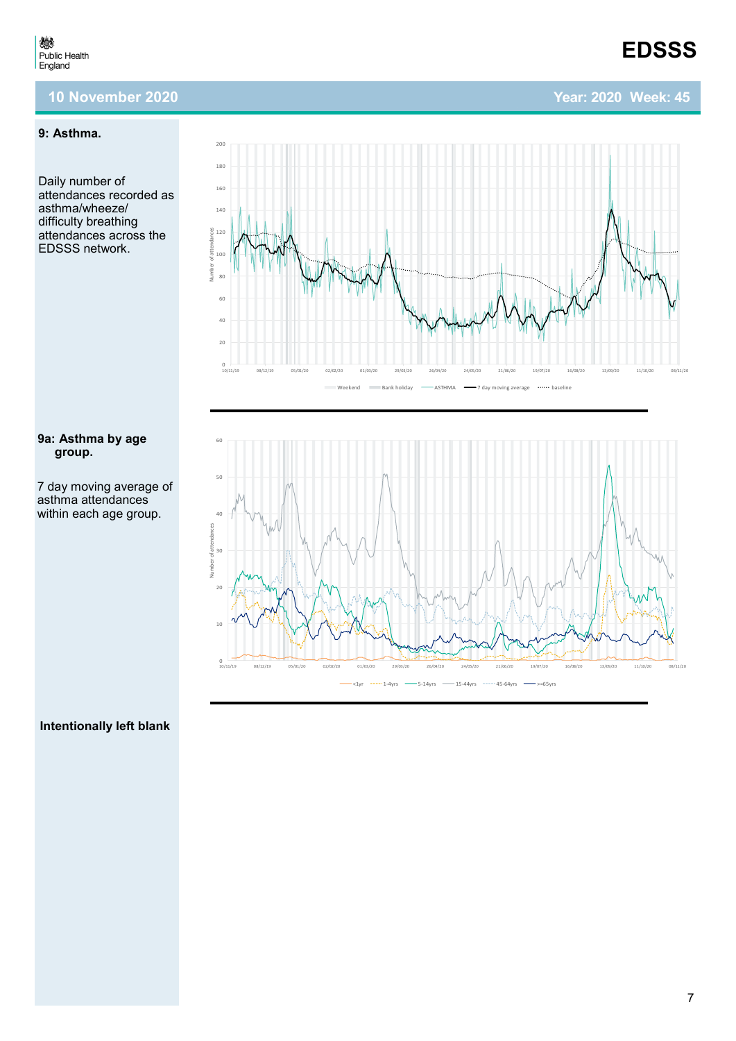## 9: Asthma.

Daily number of attendances recorded as asthma/wheeze/ difficulty breathing attendances across the EDSSS network.

## 9a: Asthma by age group.

7 day moving average of asthma attendances within each age group.

**Intentionally left blank**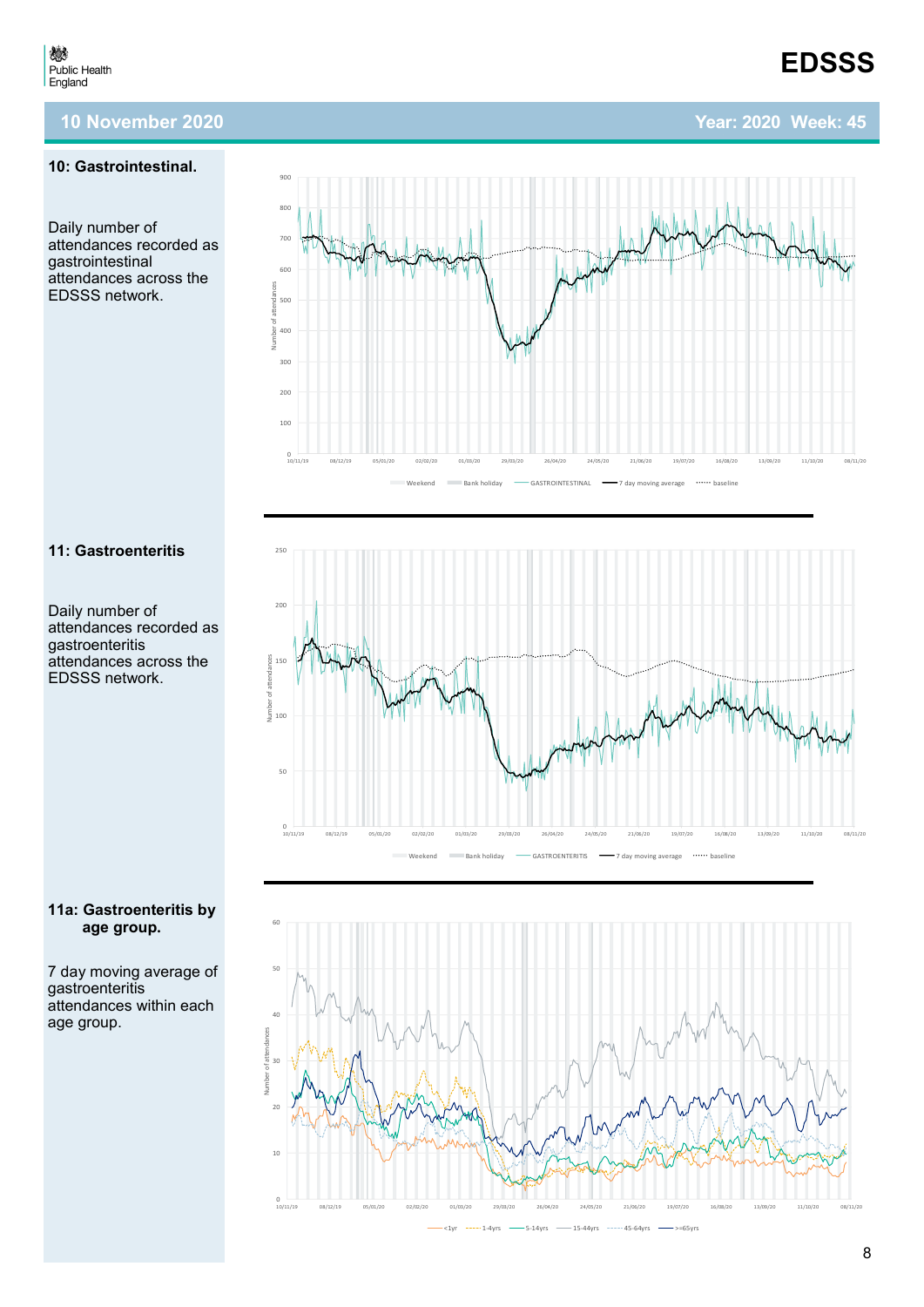## 10: Gastrointestinal.

Daily number of attendances recorded as gastrointestinal attendances across the EDSSS network.

## 11: Gastroenteritis

Daily number of attendances recorded as gastroenteritis attendances across the EDSSS network.

## 11a: Gastroenteritis by age group.

7 day moving average of gastroenteritis attendances within each age group.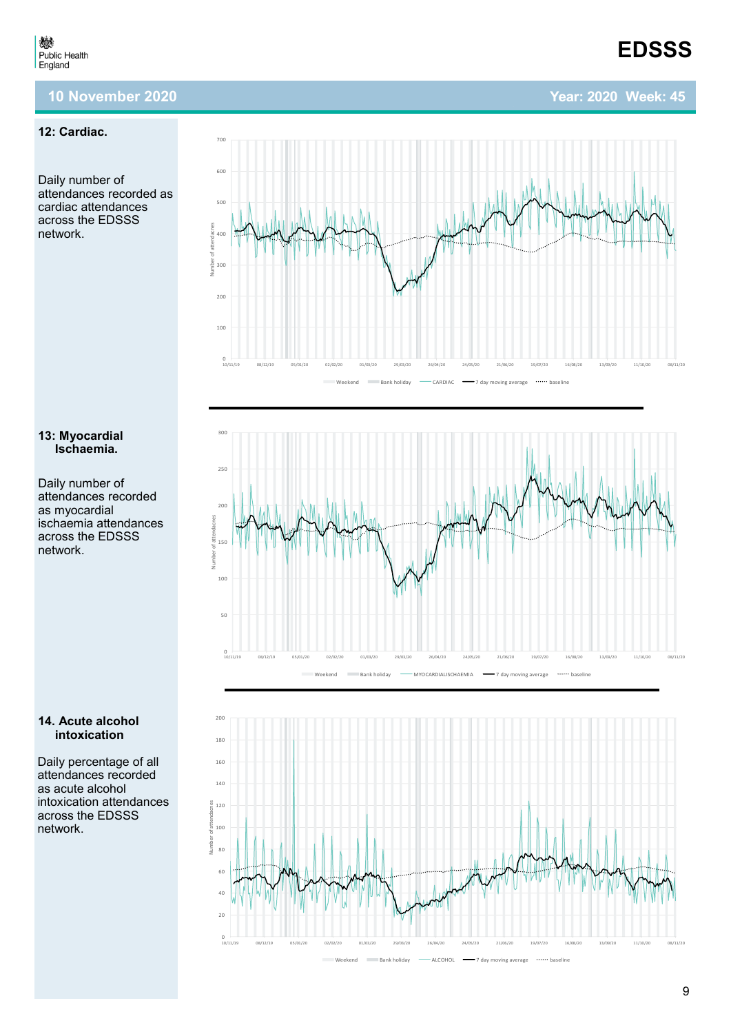## 12: Cardiac.

Daily number of attendances recorded as cardiac attendances across the EDSSS network.

Number of attendances

700, 600, 500, 400, 300, 200, 100, 0

10/11/19, 08/12/19, 05/01/20, 02/02/20, 01/03/20, 29/03/20, 26/04/20, 24/05/20, 21/06/20, 19/07/20, 16/08/20, 13/09/20, 11/10/20, 08/11/20

Weekend | Bank holiday | CARDIAC | 7 day moving average | baseline

## 13: Myocardial Ischaemia.

Daily number of attendances recorded as myocardial ischaemia attendances across the EDSSS network.

Number of attendances

300, 250, 200, 150, 100, 50, 0

10/11/19, 08/12/19, 05/01/20, 02/02/20, 01/03/20, 29/03/20, 26/04/20, 24/05/20, 21/06/20, 19/07/20, 16/08/20, 13/09/20, 11/10/20, 08/11/20

Weekend | Bank holiday | MYOCARDIALISCHAEMIA | 7 day moving average | baseline

## 14. Acute alcohol intoxication

Daily percentage of all attendances recorded as acute alcohol intoxication attendances across the EDSSS network.

Number of attendances

200, 180, 160, 140, 120, 100, 80, 60, 40, 20, 0

10/11/19, 08/12/19, 05/01/20, 02/02/20, 01/03/20, 29/03/20, 26/04/20, 24/05/20, 21/06/20, 19/07/20, 16/08/20, 13/09/20, 11/10/20, 08/11/20

Weekend | Bank holiday | ALCOHOL | 7 day moving average | baseline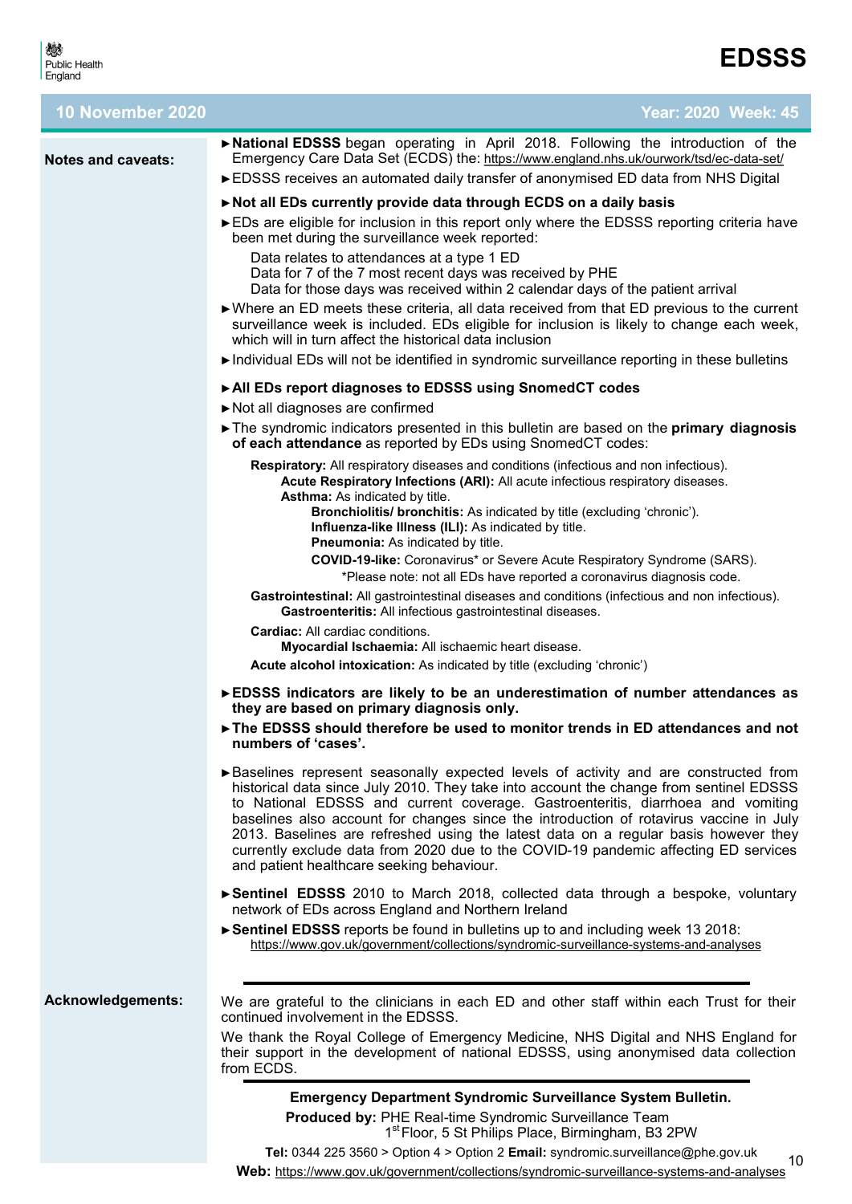# EDSSS

**10 November 2020** — **Year: 2020 Week: 45**

**Notes and caveats:**

- **National EDSSS** began operating in April 2018. Following the introduction of the Emergency Care Data Set (ECDS) the: https://www.england.nhs.uk/ourwork/tsd/ec-data-set/
- EDSSS receives an automated daily transfer of anonymised ED data from NHS Digital
- **Not all EDs currently provide data through ECDS on a daily basis**
- EDs are eligible for inclusion in this report only where the EDSSS reporting criteria have been met during the surveillance week reported:

  Data relates to attendances at a type 1 ED
  Data for 7 of the 7 most recent days was received by PHE
  Data for those days was received within 2 calendar days of the patient arrival

- Where an ED meets these criteria, all data received from that ED previous to the current surveillance week is included. EDs eligible for inclusion is likely to change each week, which will in turn affect the historical data inclusion
- Individual EDs will not be identified in syndromic surveillance reporting in these bulletins
- **All EDs report diagnoses to EDSSS using SnomedCT codes**
- Not all diagnoses are confirmed
- The syndromic indicators presented in this bulletin are based on the **primary diagnosis of each attendance** as reported by EDs using SnomedCT codes:

  **Respiratory:** All respiratory diseases and conditions (infectious and non infectious).
  - **Acute Respiratory Infections (ARI):** All acute infectious respiratory diseases.
  - **Asthma:** As indicated by title.
    - **Bronchiolitis/ bronchitis:** As indicated by title (excluding 'chronic').
    - **Influenza-like Illness (ILI):** As indicated by title.
    - **Pneumonia:** As indicated by title.
    - **COVID-19-like:** Coronavirus* or Severe Acute Respiratory Syndrome (SARS).
      *Please note: not all EDs have reported a coronavirus diagnosis code.

  **Gastrointestinal:** All gastrointestinal diseases and conditions (infectious and non infectious).
  - **Gastroenteritis:** All infectious gastrointestinal diseases.

  **Cardiac:** All cardiac conditions.
  - **Myocardial Ischaemia:** All ischaemic heart disease.

  **Acute alcohol intoxication:** As indicated by title (excluding 'chronic')

- **EDSSS indicators are likely to be an underestimation of number attendances as they are based on primary diagnosis only.**
- **The EDSSS should therefore be used to monitor trends in ED attendances and not numbers of 'cases'.**
- Baselines represent seasonally expected levels of activity and are constructed from historical data since July 2010. They take into account the change from sentinel EDSSS to National EDSSS and current coverage. Gastroenteritis, diarrhoea and vomiting baselines also account for changes since the introduction of rotavirus vaccine in July 2013. Baselines are refreshed using the latest data on a regular basis however they currently exclude data from 2020 due to the COVID-19 pandemic affecting ED services and patient healthcare seeking behaviour.
- **Sentinel EDSSS** 2010 to March 2018, collected data through a bespoke, voluntary network of EDs across England and Northern Ireland
- **Sentinel EDSSS** reports be found in bulletins up to and including week 13 2018: https://www.gov.uk/government/collections/syndromic-surveillance-systems-and-analyses

**Acknowledgements:**

We are grateful to the clinicians in each ED and other staff within each Trust for their continued involvement in the EDSSS.

We thank the Royal College of Emergency Medicine, NHS Digital and NHS England for their support in the development of national EDSSS, using anonymised data collection from ECDS.

**Emergency Department Syndromic Surveillance System Bulletin.**

**Produced by:** PHE Real-time Syndromic Surveillance Team
1st Floor, 5 St Philips Place, Birmingham, B3 2PW

**Tel:** 0344 225 3560 > Option 4 > Option 2 **Email:** syndromic.surveillance@phe.gov.uk

**Web:** https://www.gov.uk/government/collections/syndromic-surveillance-systems-and-analyses